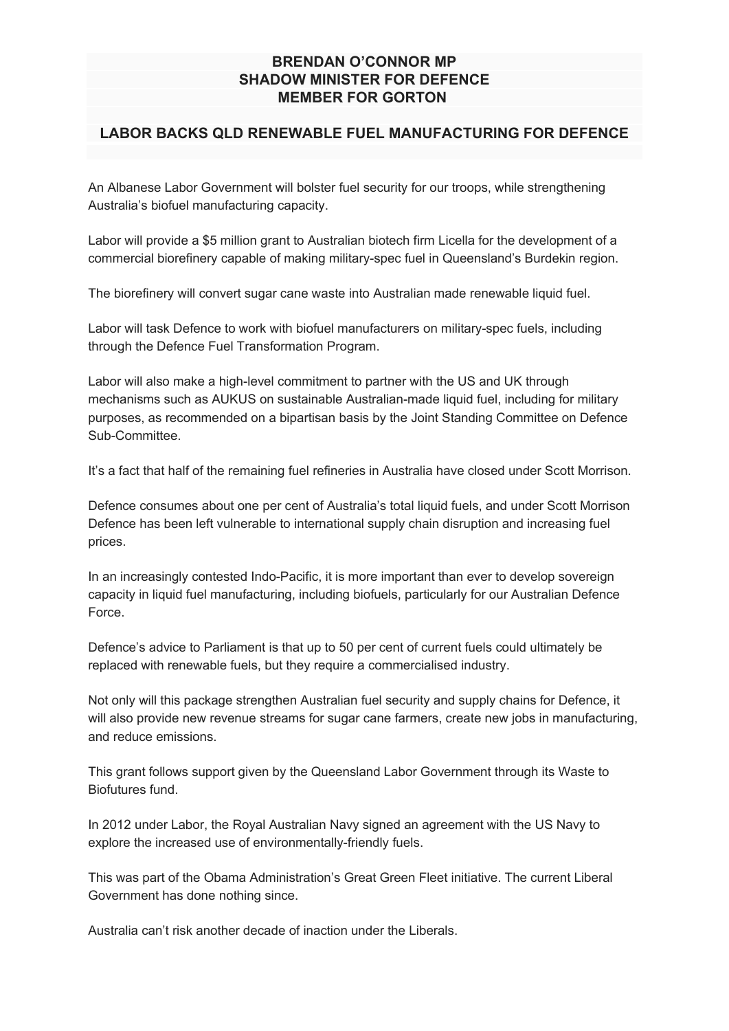**BRENDAN O'CONNOR MP**
**SHADOW MINISTER FOR DEFENCE**
**MEMBER FOR GORTON**

# LABOR BACKS QLD RENEWABLE FUEL MANUFACTURING FOR DEFENCE

An Albanese Labor Government will bolster fuel security for our troops, while strengthening Australia's biofuel manufacturing capacity.

Labor will provide a $5 million grant to Australian biotech firm Licella for the development of a commercial biorefinery capable of making military-spec fuel in Queensland's Burdekin region.

The biorefinery will convert sugar cane waste into Australian made renewable liquid fuel.

Labor will task Defence to work with biofuel manufacturers on military-spec fuels, including through the Defence Fuel Transformation Program.

Labor will also make a high-level commitment to partner with the US and UK through mechanisms such as AUKUS on sustainable Australian-made liquid fuel, including for military purposes, as recommended on a bipartisan basis by the Joint Standing Committee on Defence Sub-Committee.

It's a fact that half of the remaining fuel refineries in Australia have closed under Scott Morrison.

Defence consumes about one per cent of Australia's total liquid fuels, and under Scott Morrison Defence has been left vulnerable to international supply chain disruption and increasing fuel prices.

In an increasingly contested Indo-Pacific, it is more important than ever to develop sovereign capacity in liquid fuel manufacturing, including biofuels, particularly for our Australian Defence Force.

Defence's advice to Parliament is that up to 50 per cent of current fuels could ultimately be replaced with renewable fuels, but they require a commercialised industry.

Not only will this package strengthen Australian fuel security and supply chains for Defence, it will also provide new revenue streams for sugar cane farmers, create new jobs in manufacturing, and reduce emissions.

This grant follows support given by the Queensland Labor Government through its Waste to Biofutures fund.

In 2012 under Labor, the Royal Australian Navy signed an agreement with the US Navy to explore the increased use of environmentally-friendly fuels.

This was part of the Obama Administration's Great Green Fleet initiative. The current Liberal Government has done nothing since.

Australia can't risk another decade of inaction under the Liberals.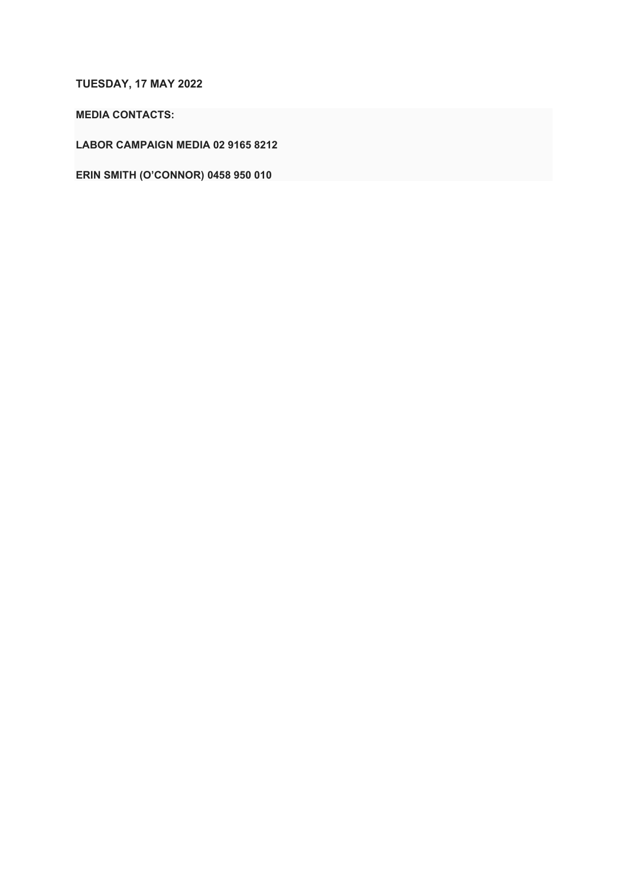**TUESDAY, 17 MAY 2022**

**MEDIA CONTACTS:**

**LABOR CAMPAIGN MEDIA 02 9165 8212**

**ERIN SMITH (O'CONNOR) 0458 950 010**